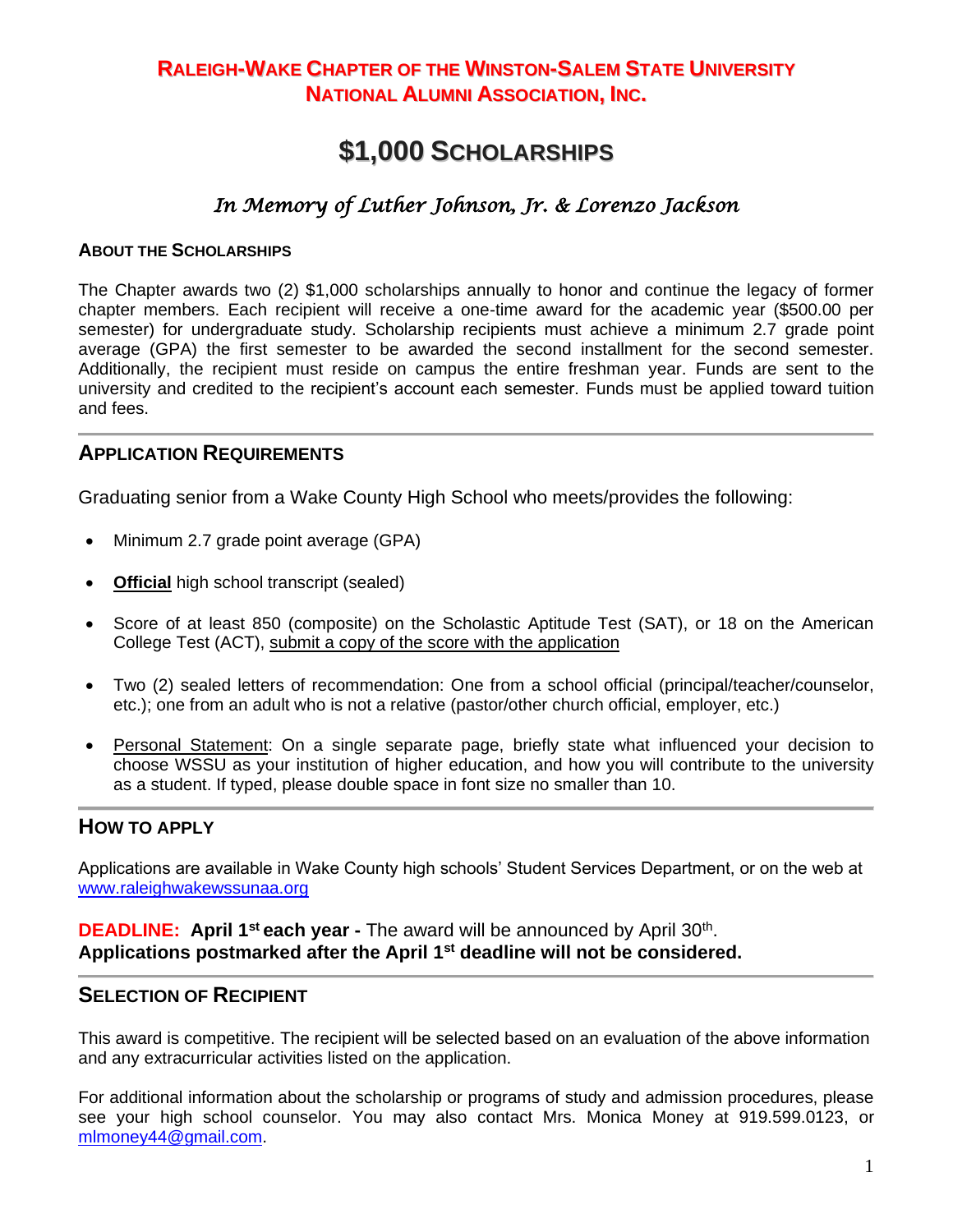# RALEIGH-WAKE CHAPTER OF THE WINSTON-SALEM STATE UNIVERSITY NATIONAL ALUMNI ASSOCIATION, INC.

# $1,000 SCHOLARSHIPS

## *In Memory of Luther Johnson, Jr. & Lorenzo Jackson*

**ABOUT THE SCHOLARSHIPS**

The Chapter awards two (2) $1,000 scholarships annually to honor and continue the legacy of former chapter members. Each recipient will receive a one-time award for the academic year ($500.00 per semester) for undergraduate study. Scholarship recipients must achieve a minimum 2.7 grade point average (GPA) the first semester to be awarded the second installment for the second semester. Additionally, the recipient must reside on campus the entire freshman year. Funds are sent to the university and credited to the recipient's account each semester. Funds must be applied toward tuition and fees.

---

## APPLICATION REQUIREMENTS

Graduating senior from a Wake County High School who meets/provides the following:

- Minimum 2.7 grade point average (GPA)
- **Official** high school transcript (sealed)
- Score of at least 850 (composite) on the Scholastic Aptitude Test (SAT), or 18 on the American College Test (ACT), submit a copy of the score with the application
- Two (2) sealed letters of recommendation: One from a school official (principal/teacher/counselor, etc.); one from an adult who is not a relative (pastor/other church official, employer, etc.)
- Personal Statement: On a single separate page, briefly state what influenced your decision to choose WSSU as your institution of higher education, and how you will contribute to the university as a student. If typed, please double space in font size no smaller than 10.

---

## HOW TO APPLY

Applications are available in Wake County high schools' Student Services Department, or on the web at www.raleighwakewssunaa.org

**DEADLINE: April 1st each year -** The award will be announced by April 30th.
**Applications postmarked after the April 1st deadline will not be considered.**

---

## SELECTION OF RECIPIENT

This award is competitive. The recipient will be selected based on an evaluation of the above information and any extracurricular activities listed on the application.

For additional information about the scholarship or programs of study and admission procedures, please see your high school counselor. You may also contact Mrs. Monica Money at 919.599.0123, or mlmoney44@gmail.com.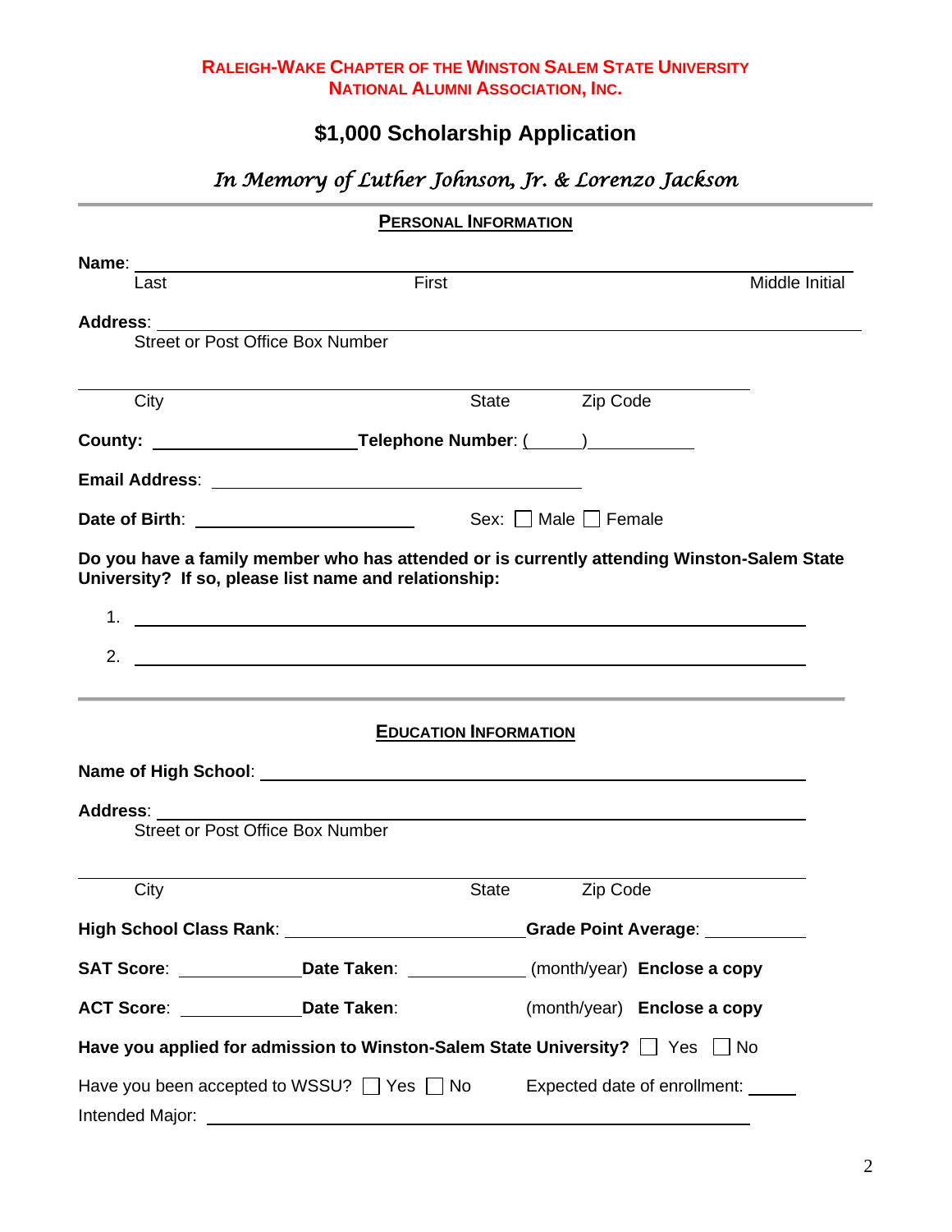**RALEIGH-WAKE CHAPTER OF THE WINSTON SALEM STATE UNIVERSITY**
**NATIONAL ALUMNI ASSOCIATION, INC.**

# $1,000 Scholarship Application

*In Memory of Luther Johnson, Jr. & Lorenzo Jackson*

---

## PERSONAL INFORMATION

**Name**: ____________________________________________________________
Last                                   First                                   Middle Initial

**Address**: __________________________________________________________
Street or Post Office Box Number

______________________________________________________________
City                                   State                 Zip Code

**County:** ______________________ **Telephone Number**: (_____)___________

**Email Address**: ______________________________________

**Date of Birth**: ______________________          Sex: ☐ Male ☐ Female

**Do you have a family member who has attended or is currently attending Winston-Salem State University? If so, please list name and relationship:**

1. ______________________________________________________________
2. ______________________________________________________________

---

## EDUCATION INFORMATION

**Name of High School**: _____________________________________________________

**Address**: __________________________________________________________
Street or Post Office Box Number

______________________________________________________________
City                                   State                 Zip Code

**High School Class Rank**: ________________________ **Grade Point Average**: ___________

**SAT Score**: _____________ **Date Taken**: _____________ (month/year) **Enclose a copy**

**ACT Score**: _____________ **Date Taken**: _____________ (month/year) **Enclose a copy**

**Have you applied for admission to Winston-Salem State University?** ☐ Yes ☐ No

Have you been accepted to WSSU? ☐ Yes ☐ No          Expected date of enrollment: _____

Intended Major: ______________________________________________________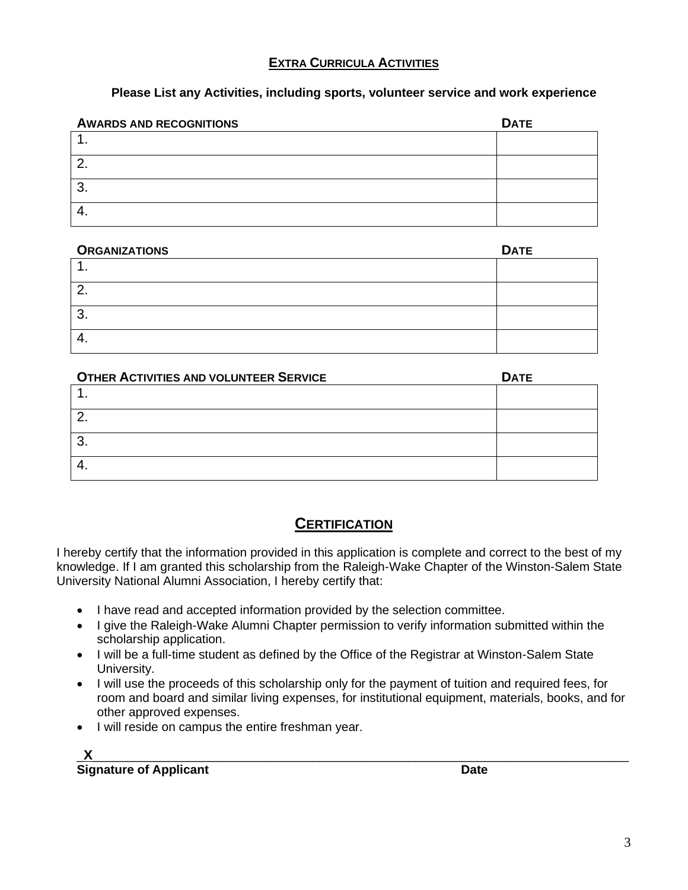## EXTRA CURRICULA ACTIVITIES

**Please List any Activities, including sports, volunteer service and work experience**

| AWARDS AND RECOGNITIONS | DATE |
|---|---|
| 1. | |
| 2. | |
| 3. | |
| 4. | |

| ORGANIZATIONS | DATE |
|---|---|
| 1. | |
| 2. | |
| 3. | |
| 4. | |

| OTHER ACTIVITIES AND VOLUNTEER SERVICE | DATE |
|---|---|
| 1. | |
| 2. | |
| 3. | |
| 4. | |

## CERTIFICATION

I hereby certify that the information provided in this application is complete and correct to the best of my knowledge. If I am granted this scholarship from the Raleigh-Wake Chapter of the Winston-Salem State University National Alumni Association, I hereby certify that:

- I have read and accepted information provided by the selection committee.
- I give the Raleigh-Wake Alumni Chapter permission to verify information submitted within the scholarship application.
- I will be a full-time student as defined by the Office of the Registrar at Winston-Salem State University.
- I will use the proceeds of this scholarship only for the payment of tuition and required fees, for room and board and similar living expenses, for institutional equipment, materials, books, and for other approved expenses.
- I will reside on campus the entire freshman year.

**X**\_\_\_\_\_\_\_\_\_\_\_\_\_\_\_\_\_\_\_\_\_\_\_\_\_\_\_\_\_\_\_\_\_\_\_\_\_\_\_\_\_\_\_\_\_\_\_\_\_\_\_\_\_\_\_\_\_\_\_\_\_\_\_\_

**Signature of Applicant** **Date**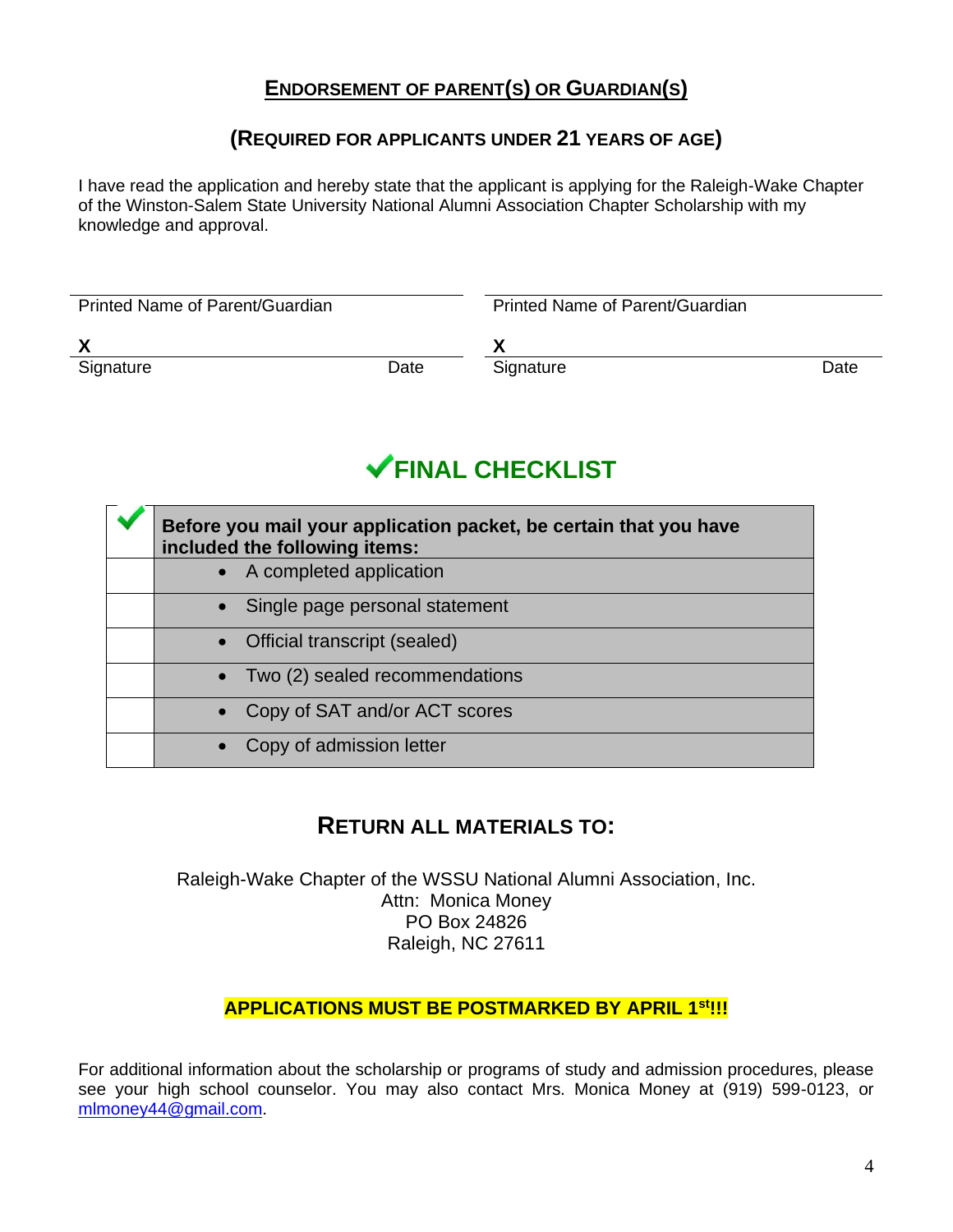## ENDORSEMENT OF PARENT(S) OR GUARDIAN(S)

### (REQUIRED FOR APPLICANTS UNDER 21 YEARS OF AGE)

I have read the application and hereby state that the applicant is applying for the Raleigh-Wake Chapter of the Winston-Salem State University National Alumni Association Chapter Scholarship with my knowledge and approval.

| | |
|---|---|
| Printed Name of Parent/Guardian | Printed Name of Parent/Guardian |
| **X** | **X** |
| Signature Date | Signature Date |

## ✓FINAL CHECKLIST

| ✓ | Before you mail your application packet, be certain that you have included the following items: |
|---|---|
| | • A completed application |
| | • Single page personal statement |
| | • Official transcript (sealed) |
| | • Two (2) sealed recommendations |
| | • Copy of SAT and/or ACT scores |
| | • Copy of admission letter |

## RETURN ALL MATERIALS TO:

Raleigh-Wake Chapter of the WSSU National Alumni Association, Inc.
Attn: Monica Money
PO Box 24826
Raleigh, NC 27611

**APPLICATIONS MUST BE POSTMARKED BY APRIL 1st!!!**

For additional information about the scholarship or programs of study and admission procedures, please see your high school counselor. You may also contact Mrs. Monica Money at (919) 599-0123, or mlmoney44@gmail.com.